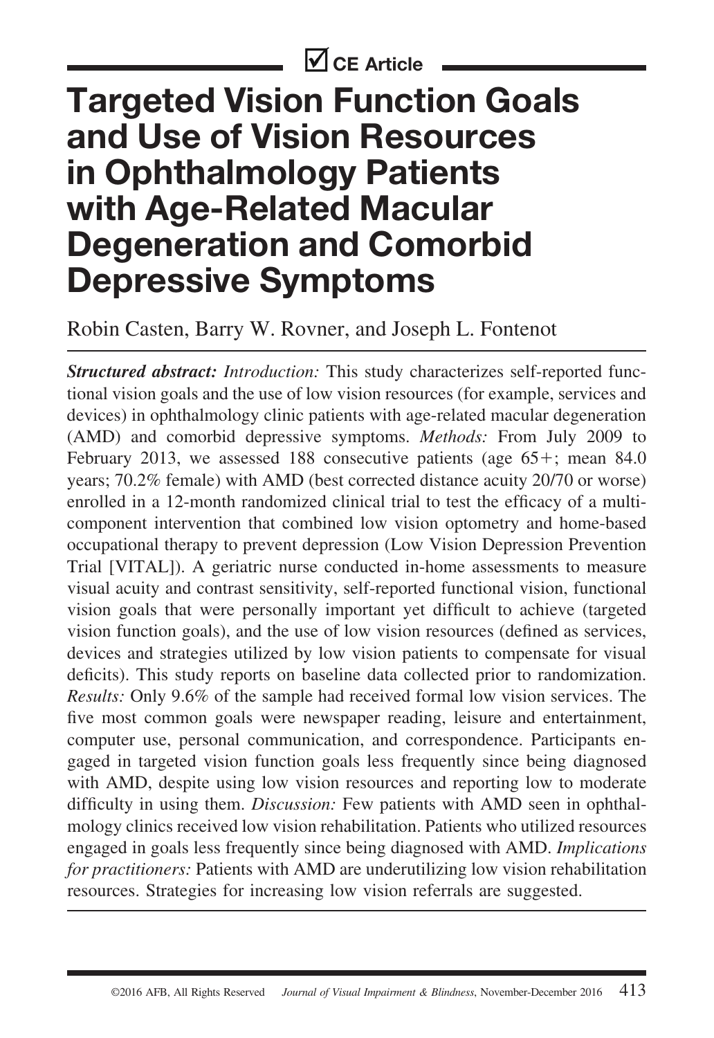☑ **CE Article**

# Targeted Vision Function Goals and Use of Vision Resources in Ophthalmology Patients with Age-Related Macular Degeneration and Comorbid Depressive Symptoms

Robin Casten, Barry W. Rovner, and Joseph L. Fontenot

***Structured abstract:*** *Introduction:* This study characterizes self-reported functional vision goals and the use of low vision resources (for example, services and devices) in ophthalmology clinic patients with age-related macular degeneration (AMD) and comorbid depressive symptoms. *Methods:* From July 2009 to February 2013, we assessed 188 consecutive patients (age 65+; mean 84.0 years; 70.2% female) with AMD (best corrected distance acuity 20/70 or worse) enrolled in a 12-month randomized clinical trial to test the efficacy of a multi-component intervention that combined low vision optometry and home-based occupational therapy to prevent depression (Low Vision Depression Prevention Trial [VITAL]). A geriatric nurse conducted in-home assessments to measure visual acuity and contrast sensitivity, self-reported functional vision, functional vision goals that were personally important yet difficult to achieve (targeted vision function goals), and the use of low vision resources (defined as services, devices and strategies utilized by low vision patients to compensate for visual deficits). This study reports on baseline data collected prior to randomization. *Results:* Only 9.6% of the sample had received formal low vision services. The five most common goals were newspaper reading, leisure and entertainment, computer use, personal communication, and correspondence. Participants engaged in targeted vision function goals less frequently since being diagnosed with AMD, despite using low vision resources and reporting low to moderate difficulty in using them. *Discussion:* Few patients with AMD seen in ophthalmology clinics received low vision rehabilitation. Patients who utilized resources engaged in goals less frequently since being diagnosed with AMD. *Implications for practitioners:* Patients with AMD are underutilizing low vision rehabilitation resources. Strategies for increasing low vision referrals are suggested.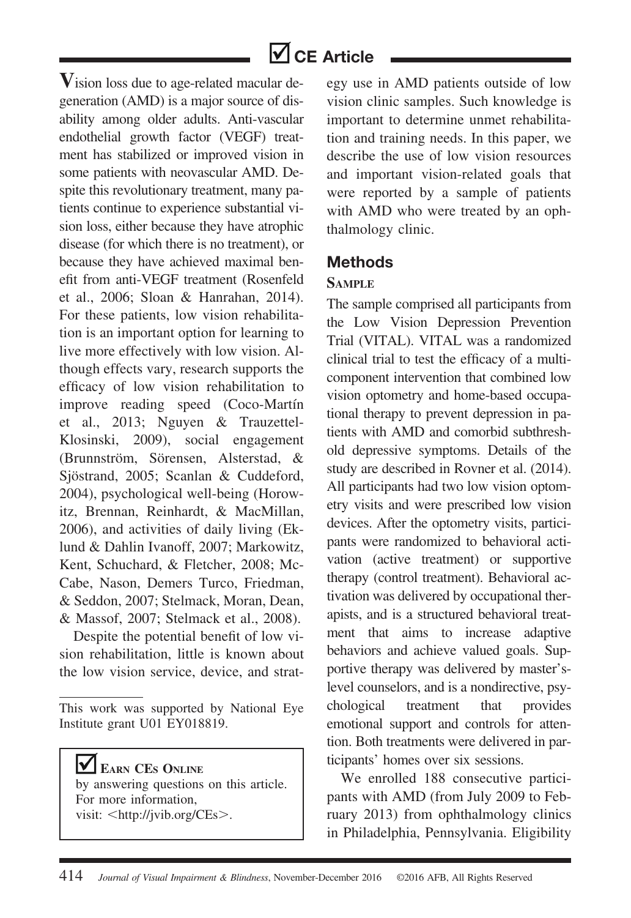Vision loss due to age-related macular degeneration (AMD) is a major source of disability among older adults. Anti-vascular endothelial growth factor (VEGF) treatment has stabilized or improved vision in some patients with neovascular AMD. Despite this revolutionary treatment, many patients continue to experience substantial vision loss, either because they have atrophic disease (for which there is no treatment), or because they have achieved maximal benefit from anti-VEGF treatment (Rosenfeld et al., 2006; Sloan & Hanrahan, 2014). For these patients, low vision rehabilitation is an important option for learning to live more effectively with low vision. Although effects vary, research supports the efficacy of low vision rehabilitation to improve reading speed (Coco-Martín et al., 2013; Nguyen & Trauzettel-Klosinski, 2009), social engagement (Brunnström, Sörensen, Alsterstad, & Sjöstrand, 2005; Scanlan & Cuddeford, 2004), psychological well-being (Horowitz, Brennan, Reinhardt, & MacMillan, 2006), and activities of daily living (Eklund & Dahlin Ivanoff, 2007; Markowitz, Kent, Schuchard, & Fletcher, 2008; McCabe, Nason, Demers Turco, Friedman, & Seddon, 2007; Stelmack, Moran, Dean, & Massof, 2007; Stelmack et al., 2008).

Despite the potential benefit of low vision rehabilitation, little is known about the low vision service, device, and strategy use in AMD patients outside of low vision clinic samples. Such knowledge is important to determine unmet rehabilitation and training needs. In this paper, we describe the use of low vision resources and important vision-related goals that were reported by a sample of patients with AMD who were treated by an ophthalmology clinic.

This work was supported by National Eye Institute grant U01 EY018819.

**Earn CEs Online** by answering questions on this article. For more information, visit: <http://jvib.org/CEs>.

## Methods

### Sample

The sample comprised all participants from the Low Vision Depression Prevention Trial (VITAL). VITAL was a randomized clinical trial to test the efficacy of a multicomponent intervention that combined low vision optometry and home-based occupational therapy to prevent depression in patients with AMD and comorbid subthreshold depressive symptoms. Details of the study are described in Rovner et al. (2014). All participants had two low vision optometry visits and were prescribed low vision devices. After the optometry visits, participants were randomized to behavioral activation (active treatment) or supportive therapy (control treatment). Behavioral activation was delivered by occupational therapists, and is a structured behavioral treatment that aims to increase adaptive behaviors and achieve valued goals. Supportive therapy was delivered by master's-level counselors, and is a nondirective, psychological treatment that provides emotional support and controls for attention. Both treatments were delivered in participants' homes over six sessions.

We enrolled 188 consecutive participants with AMD (from July 2009 to February 2013) from ophthalmology clinics in Philadelphia, Pennsylvania. Eligibility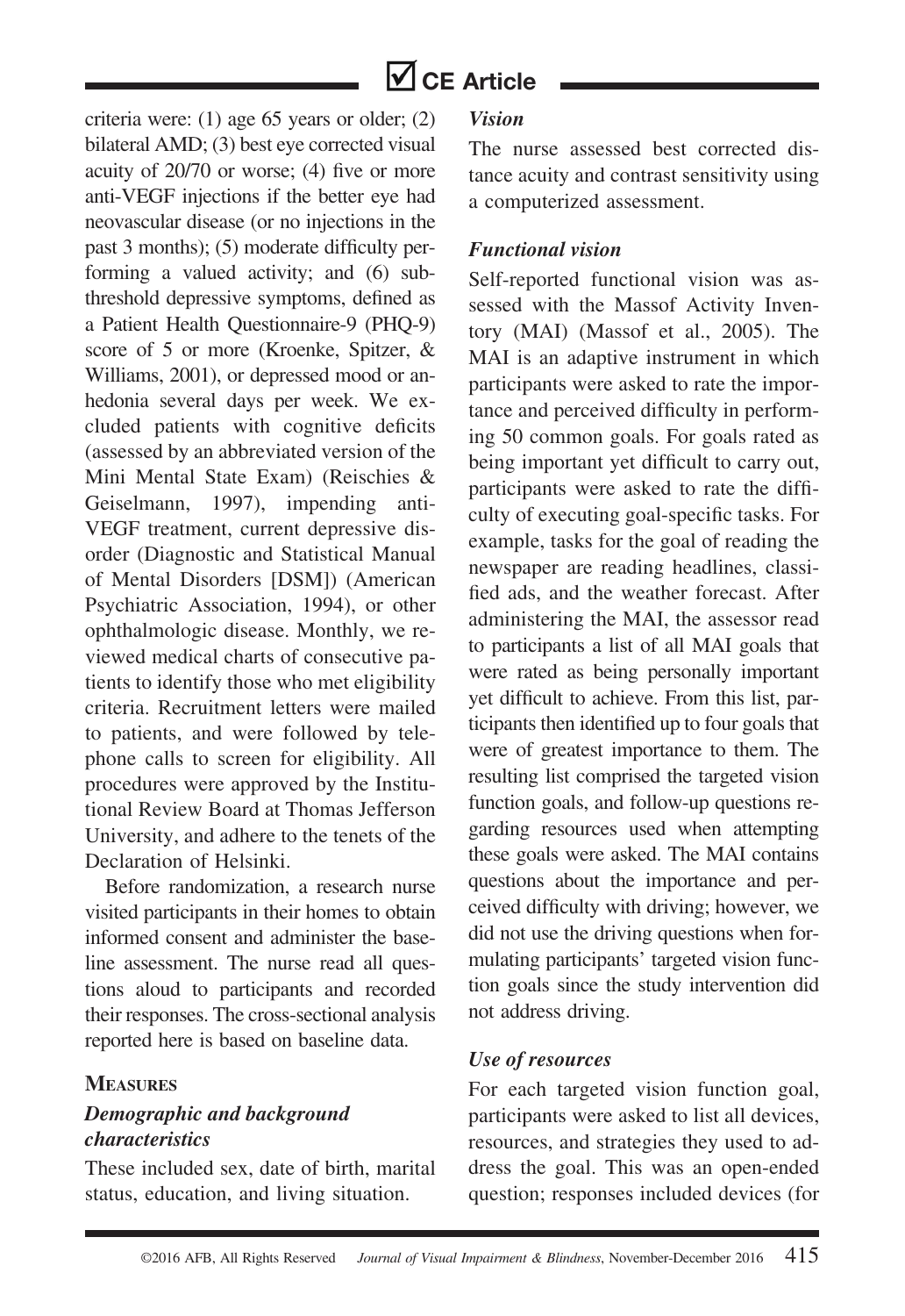criteria were: (1) age 65 years or older; (2) bilateral AMD; (3) best eye corrected visual acuity of 20/70 or worse; (4) five or more anti-VEGF injections if the better eye had neovascular disease (or no injections in the past 3 months); (5) moderate difficulty performing a valued activity; and (6) subthreshold depressive symptoms, defined as a Patient Health Questionnaire-9 (PHQ-9) score of 5 or more (Kroenke, Spitzer, & Williams, 2001), or depressed mood or anhedonia several days per week. We excluded patients with cognitive deficits (assessed by an abbreviated version of the Mini Mental State Exam) (Reischies & Geiselmann, 1997), impending anti-VEGF treatment, current depressive disorder (Diagnostic and Statistical Manual of Mental Disorders [DSM]) (American Psychiatric Association, 1994), or other ophthalmologic disease. Monthly, we reviewed medical charts of consecutive patients to identify those who met eligibility criteria. Recruitment letters were mailed to patients, and were followed by telephone calls to screen for eligibility. All procedures were approved by the Institutional Review Board at Thomas Jefferson University, and adhere to the tenets of the Declaration of Helsinki.

Before randomization, a research nurse visited participants in their homes to obtain informed consent and administer the baseline assessment. The nurse read all questions aloud to participants and recorded their responses. The cross-sectional analysis reported here is based on baseline data.

## Measures

### *Demographic and background characteristics*

These included sex, date of birth, marital status, education, and living situation.

### *Vision*

The nurse assessed best corrected distance acuity and contrast sensitivity using a computerized assessment.

### *Functional vision*

Self-reported functional vision was assessed with the Massof Activity Inventory (MAI) (Massof et al., 2005). The MAI is an adaptive instrument in which participants were asked to rate the importance and perceived difficulty in performing 50 common goals. For goals rated as being important yet difficult to carry out, participants were asked to rate the difficulty of executing goal-specific tasks. For example, tasks for the goal of reading the newspaper are reading headlines, classified ads, and the weather forecast. After administering the MAI, the assessor read to participants a list of all MAI goals that were rated as being personally important yet difficult to achieve. From this list, participants then identified up to four goals that were of greatest importance to them. The resulting list comprised the targeted vision function goals, and follow-up questions regarding resources used when attempting these goals were asked. The MAI contains questions about the importance and perceived difficulty with driving; however, we did not use the driving questions when formulating participants' targeted vision function goals since the study intervention did not address driving.

### *Use of resources*

For each targeted vision function goal, participants were asked to list all devices, resources, and strategies they used to address the goal. This was an open-ended question; responses included devices (for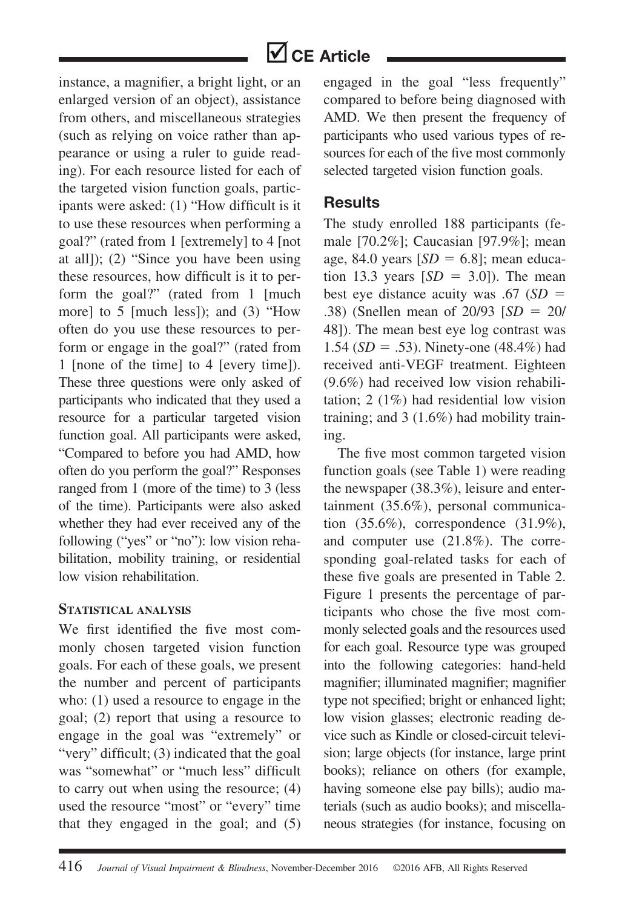instance, a magnifier, a bright light, or an enlarged version of an object), assistance from others, and miscellaneous strategies (such as relying on voice rather than appearance or using a ruler to guide reading). For each resource listed for each of the targeted vision function goals, participants were asked: (1) "How difficult is it to use these resources when performing a goal?" (rated from 1 [extremely] to 4 [not at all]); (2) "Since you have been using these resources, how difficult is it to perform the goal?" (rated from 1 [much more] to 5 [much less]); and (3) "How often do you use these resources to perform or engage in the goal?" (rated from 1 [none of the time] to 4 [every time]). These three questions were only asked of participants who indicated that they used a resource for a particular targeted vision function goal. All participants were asked, "Compared to before you had AMD, how often do you perform the goal?" Responses ranged from 1 (more of the time) to 3 (less of the time). Participants were also asked whether they had ever received any of the following ("yes" or "no"): low vision rehabilitation, mobility training, or residential low vision rehabilitation.

### Statistical analysis

We first identified the five most commonly chosen targeted vision function goals. For each of these goals, we present the number and percent of participants who: (1) used a resource to engage in the goal; (2) report that using a resource to engage in the goal was "extremely" or "very" difficult; (3) indicated that the goal was "somewhat" or "much less" difficult to carry out when using the resource; (4) used the resource "most" or "every" time that they engaged in the goal; and (5) engaged in the goal "less frequently" compared to before being diagnosed with AMD. We then present the frequency of participants who used various types of resources for each of the five most commonly selected targeted vision function goals.

## Results

The study enrolled 188 participants (female [70.2%]; Caucasian [97.9%]; mean age, 84.0 years [$SD = 6.8$]; mean education 13.3 years [$SD = 3.0$]). The mean best eye distance acuity was .67 ($SD =$ .38) (Snellen mean of 20/93 [$SD = 20/48$]). The mean best eye log contrast was 1.54 ($SD = .53$). Ninety-one (48.4%) had received anti-VEGF treatment. Eighteen (9.6%) had received low vision rehabilitation; 2 (1%) had residential low vision training; and 3 (1.6%) had mobility training.

The five most common targeted vision function goals (see Table 1) were reading the newspaper (38.3%), leisure and entertainment (35.6%), personal communication (35.6%), correspondence (31.9%), and computer use (21.8%). The corresponding goal-related tasks for each of these five goals are presented in Table 2. Figure 1 presents the percentage of participants who chose the five most commonly selected goals and the resources used for each goal. Resource type was grouped into the following categories: hand-held magnifier; illuminated magnifier; magnifier type not specified; bright or enhanced light; low vision glasses; electronic reading device such as Kindle or closed-circuit television; large objects (for instance, large print books); reliance on others (for example, having someone else pay bills); audio materials (such as audio books); and miscellaneous strategies (for instance, focusing on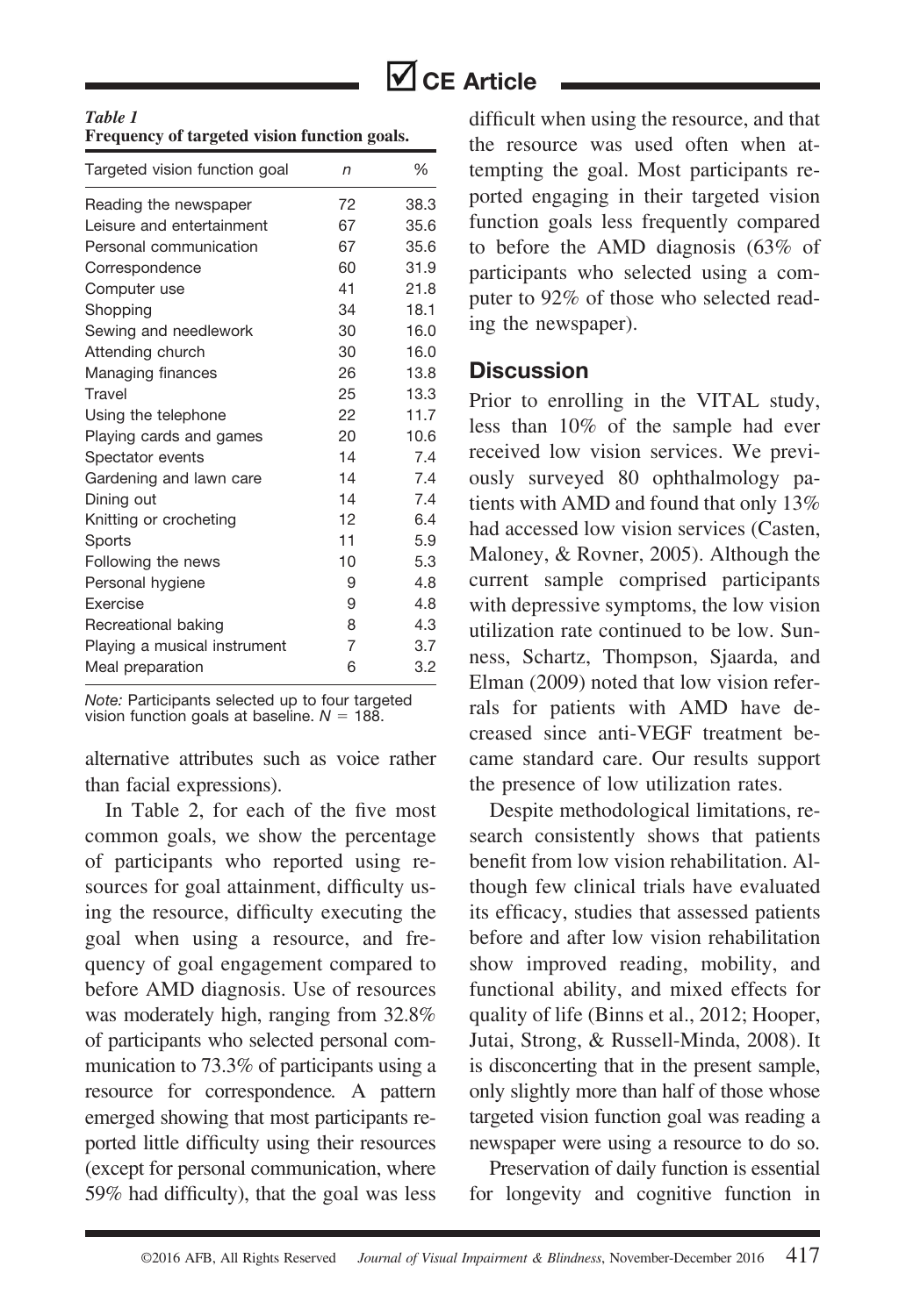*Table 1*
**Frequency of targeted vision function goals.**

| Targeted vision function goal | n | % |
|---|---|---|
| Reading the newspaper | 72 | 38.3 |
| Leisure and entertainment | 67 | 35.6 |
| Personal communication | 67 | 35.6 |
| Correspondence | 60 | 31.9 |
| Computer use | 41 | 21.8 |
| Shopping | 34 | 18.1 |
| Sewing and needlework | 30 | 16.0 |
| Attending church | 30 | 16.0 |
| Managing finances | 26 | 13.8 |
| Travel | 25 | 13.3 |
| Using the telephone | 22 | 11.7 |
| Playing cards and games | 20 | 10.6 |
| Spectator events | 14 | 7.4 |
| Gardening and lawn care | 14 | 7.4 |
| Dining out | 14 | 7.4 |
| Knitting or crocheting | 12 | 6.4 |
| Sports | 11 | 5.9 |
| Following the news | 10 | 5.3 |
| Personal hygiene | 9 | 4.8 |
| Exercise | 9 | 4.8 |
| Recreational baking | 8 | 4.3 |
| Playing a musical instrument | 7 | 3.7 |
| Meal preparation | 6 | 3.2 |

*Note:* Participants selected up to four targeted vision function goals at baseline. $N = 188$.

alternative attributes such as voice rather than facial expressions).

In Table 2, for each of the five most common goals, we show the percentage of participants who reported using resources for goal attainment, difficulty using the resource, difficulty executing the goal when using a resource, and frequency of goal engagement compared to before AMD diagnosis. Use of resources was moderately high, ranging from 32.8% of participants who selected personal communication to 73.3% of participants using a resource for correspondence. A pattern emerged showing that most participants reported little difficulty using their resources (except for personal communication, where 59% had difficulty), that the goal was less difficult when using the resource, and that the resource was used often when attempting the goal. Most participants reported engaging in their targeted vision function goals less frequently compared to before the AMD diagnosis (63% of participants who selected using a computer to 92% of those who selected reading the newspaper).

## Discussion

Prior to enrolling in the VITAL study, less than 10% of the sample had ever received low vision services. We previously surveyed 80 ophthalmology patients with AMD and found that only 13% had accessed low vision services (Casten, Maloney, & Rovner, 2005). Although the current sample comprised participants with depressive symptoms, the low vision utilization rate continued to be low. Sunness, Schartz, Thompson, Sjaarda, and Elman (2009) noted that low vision referrals for patients with AMD have decreased since anti-VEGF treatment became standard care. Our results support the presence of low utilization rates.

Despite methodological limitations, research consistently shows that patients benefit from low vision rehabilitation. Although few clinical trials have evaluated its efficacy, studies that assessed patients before and after low vision rehabilitation show improved reading, mobility, and functional ability, and mixed effects for quality of life (Binns et al., 2012; Hooper, Jutai, Strong, & Russell-Minda, 2008). It is disconcerting that in the present sample, only slightly more than half of those whose targeted vision function goal was reading a newspaper were using a resource to do so.

Preservation of daily function is essential for longevity and cognitive function in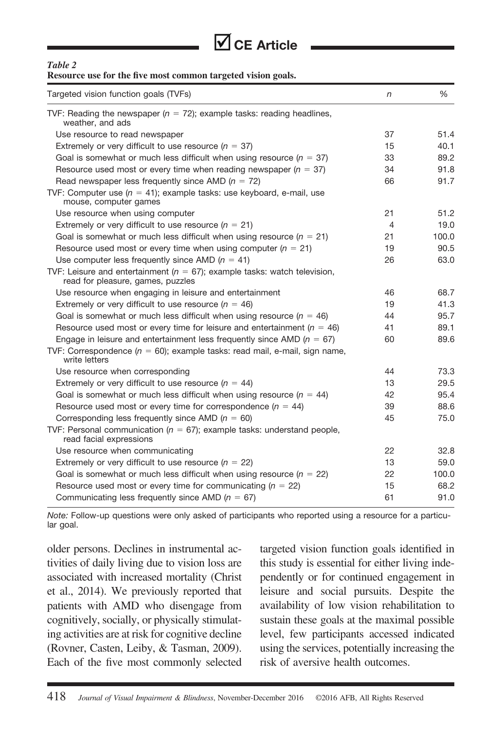*Table 2*
**Resource use for the five most common targeted vision goals.**

| Targeted vision function goals (TVFs) | $n$ | % |
| --- | --- | --- |
| TVF: Reading the newspaper ($n = 72$); example tasks: reading headlines, weather, and ads | | |
| Use resource to read newspaper | 37 | 51.4 |
| Extremely or very difficult to use resource ($n = 37$) | 15 | 40.1 |
| Goal is somewhat or much less difficult when using resource ($n = 37$) | 33 | 89.2 |
| Resource used most or every time when reading newspaper ($n = 37$) | 34 | 91.8 |
| Read newspaper less frequently since AMD ($n = 72$) | 66 | 91.7 |
| TVF: Computer use ($n = 41$); example tasks: use keyboard, e-mail, use mouse, computer games | | |
| Use resource when using computer | 21 | 51.2 |
| Extremely or very difficult to use resource ($n = 21$) | 4 | 19.0 |
| Goal is somewhat or much less difficult when using resource ($n = 21$) | 21 | 100.0 |
| Resource used most or every time when using computer ($n = 21$) | 19 | 90.5 |
| Use computer less frequently since AMD ($n = 41$) | 26 | 63.0 |
| TVF: Leisure and entertainment ($n = 67$); example tasks: watch television, read for pleasure, games, puzzles | | |
| Use resource when engaging in leisure and entertainment | 46 | 68.7 |
| Extremely or very difficult to use resource ($n = 46$) | 19 | 41.3 |
| Goal is somewhat or much less difficult when using resource ($n = 46$) | 44 | 95.7 |
| Resource used most or every time for leisure and entertainment ($n = 46$) | 41 | 89.1 |
| Engage in leisure and entertainment less frequently since AMD ($n = 67$) | 60 | 89.6 |
| TVF: Correspondence ($n = 60$); example tasks: read mail, e-mail, sign name, write letters | | |
| Use resource when corresponding | 44 | 73.3 |
| Extremely or very difficult to use resource ($n = 44$) | 13 | 29.5 |
| Goal is somewhat or much less difficult when using resource ($n = 44$) | 42 | 95.4 |
| Resource used most or every time for correspondence ($n = 44$) | 39 | 88.6 |
| Corresponding less frequently since AMD ($n = 60$) | 45 | 75.0 |
| TVF: Personal communication ($n = 67$); example tasks: understand people, read facial expressions | | |
| Use resource when communicating | 22 | 32.8 |
| Extremely or very difficult to use resource ($n = 22$) | 13 | 59.0 |
| Goal is somewhat or much less difficult when using resource ($n = 22$) | 22 | 100.0 |
| Resource used most or every time for communicating ($n = 22$) | 15 | 68.2 |
| Communicating less frequently since AMD ($n = 67$) | 61 | 91.0 |

*Note:* Follow-up questions were only asked of participants who reported using a resource for a particular goal.

older persons. Declines in instrumental activities of daily living due to vision loss are associated with increased mortality (Christ et al., 2014). We previously reported that patients with AMD who disengage from cognitively, socially, or physically stimulating activities are at risk for cognitive decline (Rovner, Casten, Leiby, & Tasman, 2009). Each of the five most commonly selected targeted vision function goals identified in this study is essential for either living independently or for continued engagement in leisure and social pursuits. Despite the availability of low vision rehabilitation to sustain these goals at the maximal possible level, few participants accessed indicated using the services, potentially increasing the risk of aversive health outcomes.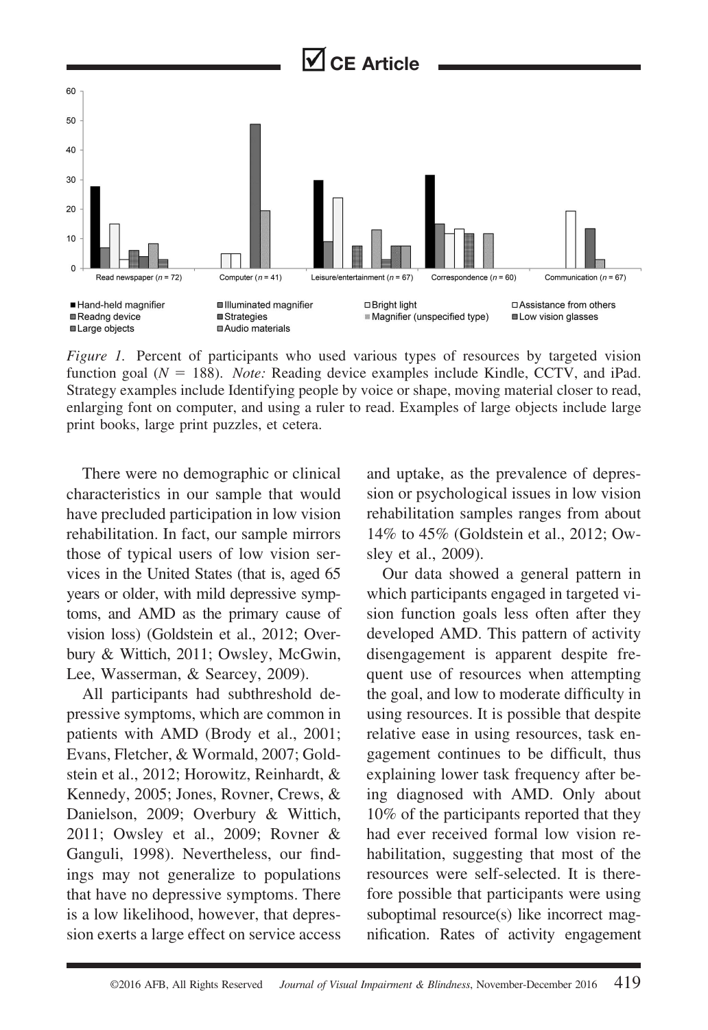*Figure 1.* Percent of participants who used various types of resources by targeted vision function goal ($N$ = 188). *Note:* Reading device examples include Kindle, CCTV, and iPad. Strategy examples include Identifying people by voice or shape, moving material closer to read, enlarging font on computer, and using a ruler to read. Examples of large objects include large print books, large print puzzles, et cetera.

There were no demographic or clinical characteristics in our sample that would have precluded participation in low vision rehabilitation. In fact, our sample mirrors those of typical users of low vision services in the United States (that is, aged 65 years or older, with mild depressive symptoms, and AMD as the primary cause of vision loss) (Goldstein et al., 2012; Overbury & Wittich, 2011; Owsley, McGwin, Lee, Wasserman, & Searcey, 2009).

All participants had subthreshold depressive symptoms, which are common in patients with AMD (Brody et al., 2001; Evans, Fletcher, & Wormald, 2007; Goldstein et al., 2012; Horowitz, Reinhardt, & Kennedy, 2005; Jones, Rovner, Crews, & Danielson, 2009; Overbury & Wittich, 2011; Owsley et al., 2009; Rovner & Ganguli, 1998). Nevertheless, our findings may not generalize to populations that have no depressive symptoms. There is a low likelihood, however, that depression exerts a large effect on service access and uptake, as the prevalence of depression or psychological issues in low vision rehabilitation samples ranges from about 14% to 45% (Goldstein et al., 2012; Owsley et al., 2009).

Our data showed a general pattern in which participants engaged in targeted vision function goals less often after they developed AMD. This pattern of activity disengagement is apparent despite frequent use of resources when attempting the goal, and low to moderate difficulty in using resources. It is possible that despite relative ease in using resources, task engagement continues to be difficult, thus explaining lower task frequency after being diagnosed with AMD. Only about 10% of the participants reported that they had ever received formal low vision rehabilitation, suggesting that most of the resources were self-selected. It is therefore possible that participants were using suboptimal resource(s) like incorrect magnification. Rates of activity engagement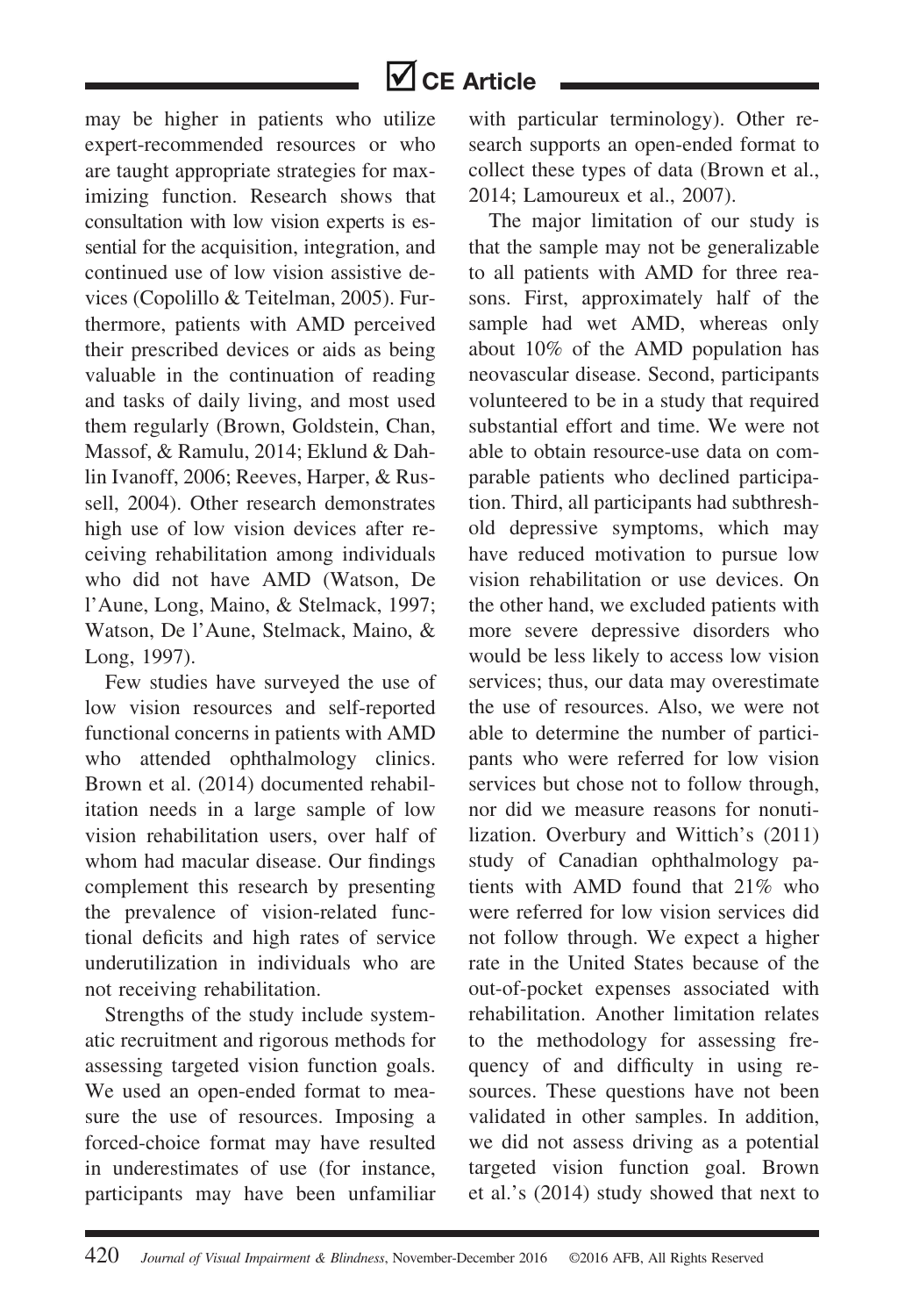may be higher in patients who utilize expert-recommended resources or who are taught appropriate strategies for maximizing function. Research shows that consultation with low vision experts is essential for the acquisition, integration, and continued use of low vision assistive devices (Copolillo & Teitelman, 2005). Furthermore, patients with AMD perceived their prescribed devices or aids as being valuable in the continuation of reading and tasks of daily living, and most used them regularly (Brown, Goldstein, Chan, Massof, & Ramulu, 2014; Eklund & Dahlin Ivanoff, 2006; Reeves, Harper, & Russell, 2004). Other research demonstrates high use of low vision devices after receiving rehabilitation among individuals who did not have AMD (Watson, De l'Aune, Long, Maino, & Stelmack, 1997; Watson, De l'Aune, Stelmack, Maino, & Long, 1997).

Few studies have surveyed the use of low vision resources and self-reported functional concerns in patients with AMD who attended ophthalmology clinics. Brown et al. (2014) documented rehabilitation needs in a large sample of low vision rehabilitation users, over half of whom had macular disease. Our findings complement this research by presenting the prevalence of vision-related functional deficits and high rates of service underutilization in individuals who are not receiving rehabilitation.

Strengths of the study include systematic recruitment and rigorous methods for assessing targeted vision function goals. We used an open-ended format to measure the use of resources. Imposing a forced-choice format may have resulted in underestimates of use (for instance, participants may have been unfamiliar with particular terminology). Other research supports an open-ended format to collect these types of data (Brown et al., 2014; Lamoureux et al., 2007).

The major limitation of our study is that the sample may not be generalizable to all patients with AMD for three reasons. First, approximately half of the sample had wet AMD, whereas only about 10% of the AMD population has neovascular disease. Second, participants volunteered to be in a study that required substantial effort and time. We were not able to obtain resource-use data on comparable patients who declined participation. Third, all participants had subthreshold depressive symptoms, which may have reduced motivation to pursue low vision rehabilitation or use devices. On the other hand, we excluded patients with more severe depressive disorders who would be less likely to access low vision services; thus, our data may overestimate the use of resources. Also, we were not able to determine the number of participants who were referred for low vision services but chose not to follow through, nor did we measure reasons for nonutilization. Overbury and Wittich's (2011) study of Canadian ophthalmology patients with AMD found that 21% who were referred for low vision services did not follow through. We expect a higher rate in the United States because of the out-of-pocket expenses associated with rehabilitation. Another limitation relates to the methodology for assessing frequency of and difficulty in using resources. These questions have not been validated in other samples. In addition, we did not assess driving as a potential targeted vision function goal. Brown et al.'s (2014) study showed that next to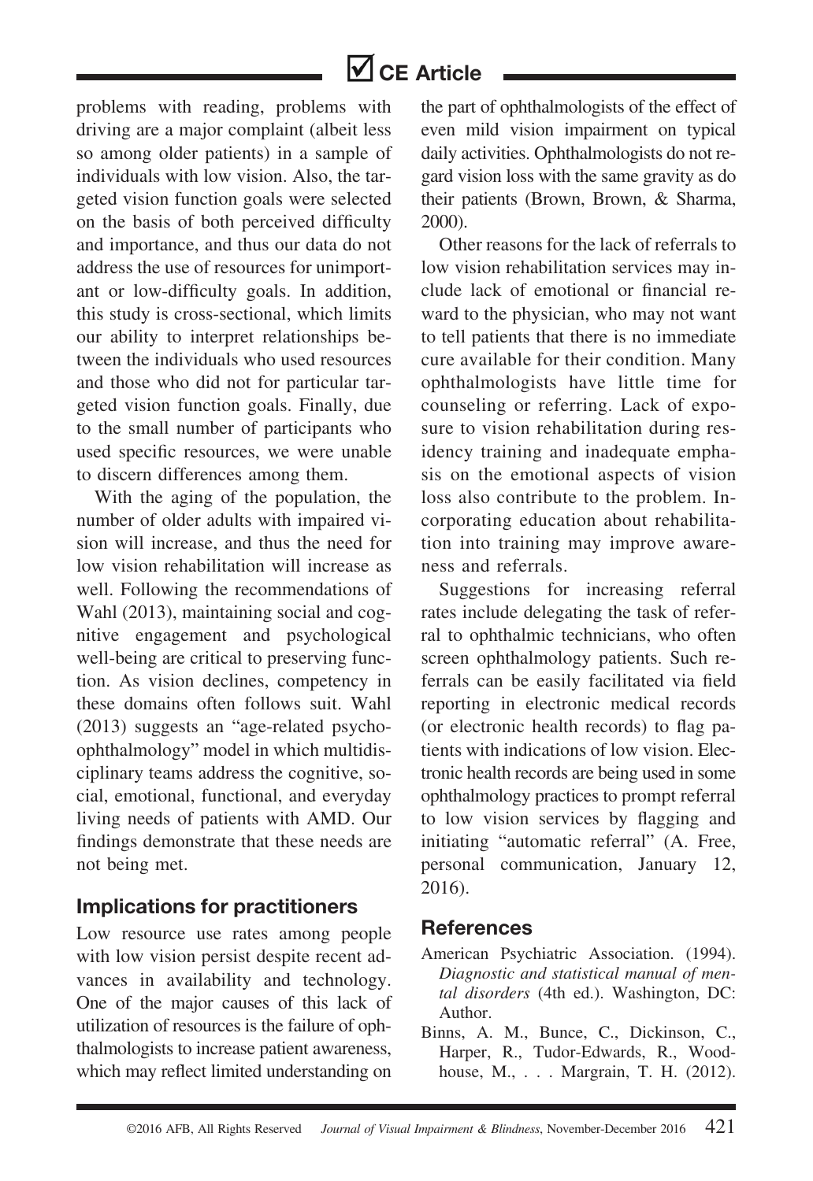problems with reading, problems with driving are a major complaint (albeit less so among older patients) in a sample of individuals with low vision. Also, the targeted vision function goals were selected on the basis of both perceived difficulty and importance, and thus our data do not address the use of resources for unimportant or low-difficulty goals. In addition, this study is cross-sectional, which limits our ability to interpret relationships between the individuals who used resources and those who did not for particular targeted vision function goals. Finally, due to the small number of participants who used specific resources, we were unable to discern differences among them.

With the aging of the population, the number of older adults with impaired vision will increase, and thus the need for low vision rehabilitation will increase as well. Following the recommendations of Wahl (2013), maintaining social and cognitive engagement and psychological well-being are critical to preserving function. As vision declines, competency in these domains often follows suit. Wahl (2013) suggests an "age-related psycho-ophthalmology" model in which multidisciplinary teams address the cognitive, social, emotional, functional, and everyday living needs of patients with AMD. Our findings demonstrate that these needs are not being met.

## Implications for practitioners

Low resource use rates among people with low vision persist despite recent advances in availability and technology. One of the major causes of this lack of utilization of resources is the failure of ophthalmologists to increase patient awareness, which may reflect limited understanding on the part of ophthalmologists of the effect of even mild vision impairment on typical daily activities. Ophthalmologists do not regard vision loss with the same gravity as do their patients (Brown, Brown, & Sharma, 2000).

Other reasons for the lack of referrals to low vision rehabilitation services may include lack of emotional or financial reward to the physician, who may not want to tell patients that there is no immediate cure available for their condition. Many ophthalmologists have little time for counseling or referring. Lack of exposure to vision rehabilitation during residency training and inadequate emphasis on the emotional aspects of vision loss also contribute to the problem. Incorporating education about rehabilitation into training may improve awareness and referrals.

Suggestions for increasing referral rates include delegating the task of referral to ophthalmic technicians, who often screen ophthalmology patients. Such referrals can be easily facilitated via field reporting in electronic medical records (or electronic health records) to flag patients with indications of low vision. Electronic health records are being used in some ophthalmology practices to prompt referral to low vision services by flagging and initiating "automatic referral" (A. Free, personal communication, January 12, 2016).

## References

American Psychiatric Association. (1994). *Diagnostic and statistical manual of mental disorders* (4th ed.). Washington, DC: Author.

Binns, A. M., Bunce, C., Dickinson, C., Harper, R., Tudor-Edwards, R., Woodhouse, M., . . . Margrain, T. H. (2012).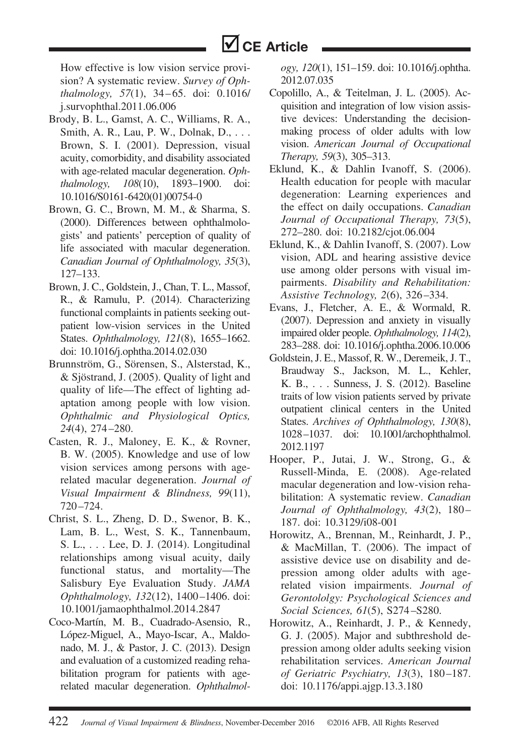How effective is low vision service provision? A systematic review. *Survey of Ophthalmology, 57*(1), 34–65. doi: 0.1016/j.survophthal.2011.06.006

Brody, B. L., Gamst, A. C., Williams, R. A., Smith, A. R., Lau, P. W., Dolnak, D., . . . Brown, S. I. (2001). Depression, visual acuity, comorbidity, and disability associated with age-related macular degeneration. *Ophthalmology, 108*(10), 1893–1900. doi: 10.1016/S0161-6420(01)00754-0

Brown, G. C., Brown, M. M., & Sharma, S. (2000). Differences between ophthalmologists' and patients' perception of quality of life associated with macular degeneration. *Canadian Journal of Ophthalmology, 35*(3), 127–133.

Brown, J. C., Goldstein, J., Chan, T. L., Massof, R., & Ramulu, P. (2014). Characterizing functional complaints in patients seeking outpatient low-vision services in the United States. *Ophthalmology, 121*(8), 1655–1662. doi: 10.1016/j.ophtha.2014.02.030

Brunnström, G., Sörensen, S., Alsterstad, K., & Sjöstrand, J. (2005). Quality of light and quality of life—The effect of lighting adaptation among people with low vision. *Ophthalmic and Physiological Optics, 24*(4), 274–280.

Casten, R. J., Maloney, E. K., & Rovner, B. W. (2005). Knowledge and use of low vision services among persons with age-related macular degeneration. *Journal of Visual Impairment & Blindness, 99*(11), 720–724.

Christ, S. L., Zheng, D. D., Swenor, B. K., Lam, B. L., West, S. K., Tannenbaum, S. L., . . . Lee, D. J. (2014). Longitudinal relationships among visual acuity, daily functional status, and mortality—The Salisbury Eye Evaluation Study. *JAMA Ophthalmology, 132*(12), 1400–1406. doi: 10.1001/jamaophthalmol.2014.2847

Coco-Martín, M. B., Cuadrado-Asensio, R., López-Miguel, A., Mayo-Iscar, A., Maldonado, M. J., & Pastor, J. C. (2013). Design and evaluation of a customized reading rehabilitation program for patients with age-related macular degeneration. *Ophthalmology, 120*(1), 151–159. doi: 10.1016/j.ophtha.2012.07.035

Copolillo, A., & Teitelman, J. L. (2005). Acquisition and integration of low vision assistive devices: Understanding the decision-making process of older adults with low vision. *American Journal of Occupational Therapy, 59*(3), 305–313.

Eklund, K., & Dahlin Ivanoff, S. (2006). Health education for people with macular degeneration: Learning experiences and the effect on daily occupations. *Canadian Journal of Occupational Therapy, 73*(5), 272–280. doi: 10.2182/cjot.06.004

Eklund, K., & Dahlin Ivanoff, S. (2007). Low vision, ADL and hearing assistive device use among older persons with visual impairments. *Disability and Rehabilitation: Assistive Technology, 2*(6), 326–334.

Evans, J., Fletcher, A. E., & Wormald, R. (2007). Depression and anxiety in visually impaired older people. *Ophthalmology, 114*(2), 283–288. doi: 10.1016/j.ophtha.2006.10.006

Goldstein, J. E., Massof, R. W., Deremeik, J. T., Braudway S., Jackson, M. L., Kehler, K. B., . . . Sunness, J. S. (2012). Baseline traits of low vision patients served by private outpatient clinical centers in the United States. *Archives of Ophthalmology, 130*(8), 1028–1037. doi: 10.1001/archophthalmol.2012.1197

Hooper, P., Jutai, J. W., Strong, G., & Russell-Minda, E. (2008). Age-related macular degeneration and low-vision rehabilitation: A systematic review. *Canadian Journal of Ophthalmology, 43*(2), 180–187. doi: 10.3129/i08-001

Horowitz, A., Brennan, M., Reinhardt, J. P., & MacMillan, T. (2006). The impact of assistive device use on disability and depression among older adults with age-related vision impairments. *Journal of Gerontololgy: Psychological Sciences and Social Sciences, 61*(5), S274–S280.

Horowitz, A., Reinhardt, J. P., & Kennedy, G. J. (2005). Major and subthreshold depression among older adults seeking vision rehabilitation services. *American Journal of Geriatric Psychiatry, 13*(3), 180–187. doi: 10.1176/appi.ajgp.13.3.180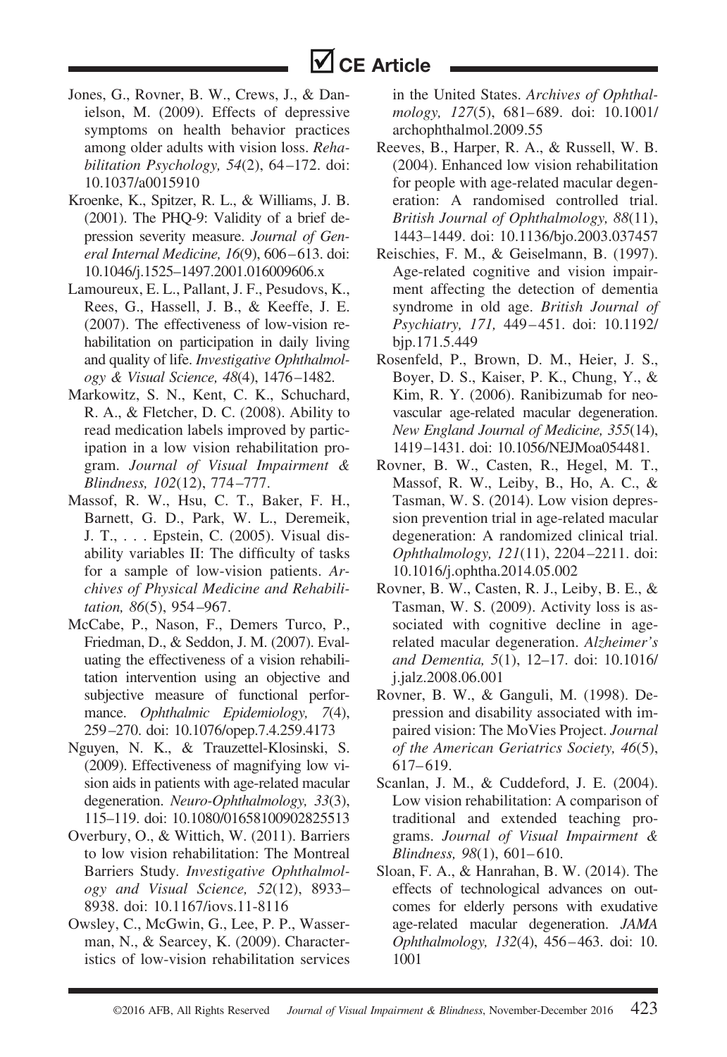Jones, G., Rovner, B. W., Crews, J., & Danielson, M. (2009). Effects of depressive symptoms on health behavior practices among older adults with vision loss. *Rehabilitation Psychology, 54*(2), 64–172. doi: 10.1037/a0015910

Kroenke, K., Spitzer, R. L., & Williams, J. B. (2001). The PHQ-9: Validity of a brief depression severity measure. *Journal of General Internal Medicine, 16*(9), 606–613. doi: 10.1046/j.1525–1497.2001.016009606.x

Lamoureux, E. L., Pallant, J. F., Pesudovs, K., Rees, G., Hassell, J. B., & Keeffe, J. E. (2007). The effectiveness of low-vision rehabilitation on participation in daily living and quality of life. *Investigative Ophthalmology & Visual Science, 48*(4), 1476–1482.

Markowitz, S. N., Kent, C. K., Schuchard, R. A., & Fletcher, D. C. (2008). Ability to read medication labels improved by participation in a low vision rehabilitation program. *Journal of Visual Impairment & Blindness, 102*(12), 774–777.

Massof, R. W., Hsu, C. T., Baker, F. H., Barnett, G. D., Park, W. L., Deremeik, J. T., . . . Epstein, C. (2005). Visual disability variables II: The difficulty of tasks for a sample of low-vision patients. *Archives of Physical Medicine and Rehabilitation, 86*(5), 954–967.

McCabe, P., Nason, F., Demers Turco, P., Friedman, D., & Seddon, J. M. (2007). Evaluating the effectiveness of a vision rehabilitation intervention using an objective and subjective measure of functional performance. *Ophthalmic Epidemiology, 7*(4), 259–270. doi: 10.1076/opep.7.4.259.4173

Nguyen, N. K., & Trauzettel-Klosinski, S. (2009). Effectiveness of magnifying low vision aids in patients with age-related macular degeneration. *Neuro-Ophthalmology, 33*(3), 115–119. doi: 10.1080/01658100902825513

Overbury, O., & Wittich, W. (2011). Barriers to low vision rehabilitation: The Montreal Barriers Study. *Investigative Ophthalmology and Visual Science, 52*(12), 8933–8938. doi: 10.1167/iovs.11-8116

Owsley, C., McGwin, G., Lee, P. P., Wasserman, N., & Searcey, K. (2009). Characteristics of low-vision rehabilitation services in the United States. *Archives of Ophthalmology, 127*(5), 681–689. doi: 10.1001/archophthalmol.2009.55

Reeves, B., Harper, R. A., & Russell, W. B. (2004). Enhanced low vision rehabilitation for people with age-related macular degeneration: A randomised controlled trial. *British Journal of Ophthalmology, 88*(11), 1443–1449. doi: 10.1136/bjo.2003.037457

Reischies, F. M., & Geiselmann, B. (1997). Age-related cognitive and vision impairment affecting the detection of dementia syndrome in old age. *British Journal of Psychiatry, 171,* 449–451. doi: 10.1192/bjp.171.5.449

Rosenfeld, P., Brown, D. M., Heier, J. S., Boyer, D. S., Kaiser, P. K., Chung, Y., & Kim, R. Y. (2006). Ranibizumab for neovascular age-related macular degeneration. *New England Journal of Medicine, 355*(14), 1419–1431. doi: 10.1056/NEJMoa054481.

Rovner, B. W., Casten, R., Hegel, M. T., Massof, R. W., Leiby, B., Ho, A. C., & Tasman, W. S. (2014). Low vision depression prevention trial in age-related macular degeneration: A randomized clinical trial. *Ophthalmology, 121*(11), 2204–2211. doi: 10.1016/j.ophtha.2014.05.002

Rovner, B. W., Casten, R. J., Leiby, B. E., & Tasman, W. S. (2009). Activity loss is associated with cognitive decline in age-related macular degeneration. *Alzheimer's and Dementia, 5*(1), 12–17. doi: 10.1016/j.jalz.2008.06.001

Rovner, B. W., & Ganguli, M. (1998). Depression and disability associated with impaired vision: The MoVies Project. *Journal of the American Geriatrics Society, 46*(5), 617–619.

Scanlan, J. M., & Cuddeford, J. E. (2004). Low vision rehabilitation: A comparison of traditional and extended teaching programs. *Journal of Visual Impairment & Blindness, 98*(1), 601–610.

Sloan, F. A., & Hanrahan, B. W. (2014). The effects of technological advances on outcomes for elderly persons with exudative age-related macular degeneration. *JAMA Ophthalmology, 132*(4), 456–463. doi: 10.1001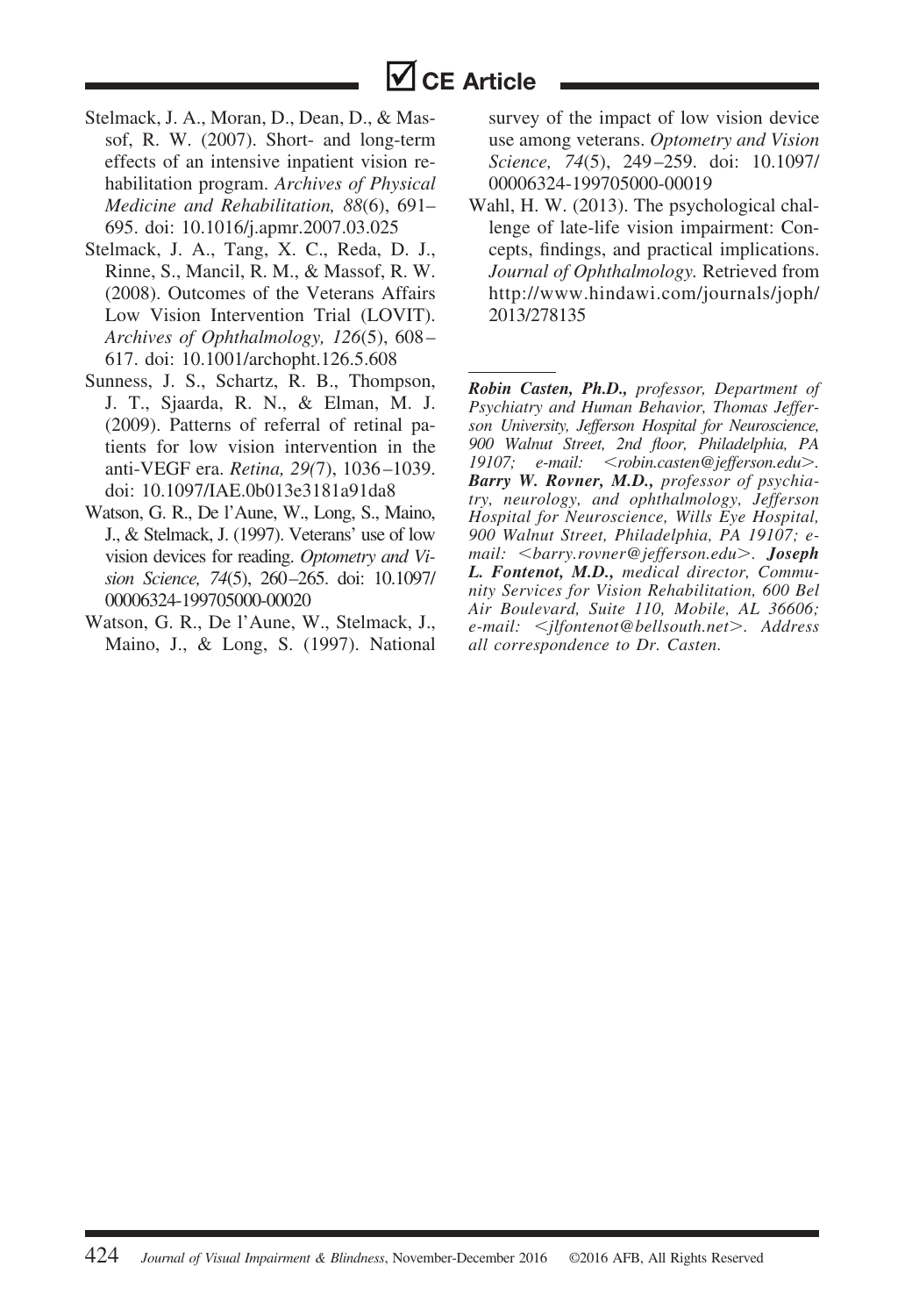Stelmack, J. A., Moran, D., Dean, D., & Massof, R. W. (2007). Short- and long-term effects of an intensive inpatient vision rehabilitation program. *Archives of Physical Medicine and Rehabilitation, 88*(6), 691–695. doi: 10.1016/j.apmr.2007.03.025

Stelmack, J. A., Tang, X. C., Reda, D. J., Rinne, S., Mancil, R. M., & Massof, R. W. (2008). Outcomes of the Veterans Affairs Low Vision Intervention Trial (LOVIT). *Archives of Ophthalmology, 126*(5), 608–617. doi: 10.1001/archopht.126.5.608

Sunness, J. S., Schartz, R. B., Thompson, J. T., Sjaarda, R. N., & Elman, M. J. (2009). Patterns of referral of retinal patients for low vision intervention in the anti-VEGF era. *Retina, 29(*7), 1036–1039. doi: 10.1097/IAE.0b013e3181a91da8

Watson, G. R., De l'Aune, W., Long, S., Maino, J., & Stelmack, J. (1997). Veterans' use of low vision devices for reading. *Optometry and Vision Science, 74*(5), 260–265. doi: 10.1097/00006324-199705000-00020

Watson, G. R., De l'Aune, W., Stelmack, J., Maino, J., & Long, S. (1997). National survey of the impact of low vision device use among veterans. *Optometry and Vision Science, 74*(5), 249–259. doi: 10.1097/00006324-199705000-00019

Wahl, H. W. (2013). The psychological challenge of late-life vision impairment: Concepts, findings, and practical implications. *Journal of Ophthalmology*. Retrieved from http://www.hindawi.com/journals/joph/2013/278135

---

***Robin Casten, Ph.D.,*** *professor, Department of Psychiatry and Human Behavior, Thomas Jefferson University, Jefferson Hospital for Neuroscience, 900 Walnut Street, 2nd floor, Philadelphia, PA 19107; e-mail: <robin.casten@jefferson.edu>.* ***Barry W. Rovner, M.D.,*** *professor of psychiatry, neurology, and ophthalmology, Jefferson Hospital for Neuroscience, Wills Eye Hospital, 900 Walnut Street, Philadelphia, PA 19107; e-mail: <barry.rovner@jefferson.edu>.* ***Joseph L. Fontenot, M.D.,*** *medical director, Community Services for Vision Rehabilitation, 600 Bel Air Boulevard, Suite 110, Mobile, AL 36606; e-mail: <jlfontenot@bellsouth.net>. Address all correspondence to Dr. Casten.*